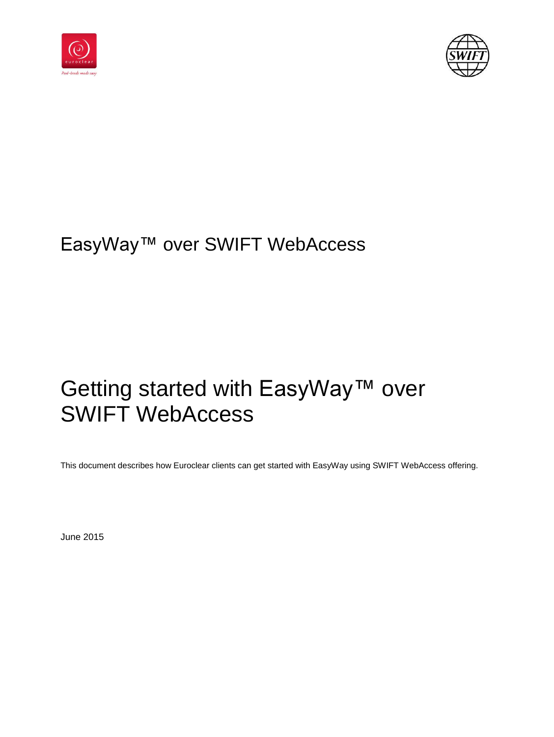EasyWay™ over SWIFT WebAccess

# Getting started with EasyWay™ over SWIFT WebAccess

This document describes how Euroclear clients can get started with EasyWay using SWIFT WebAccess offering.

June 2015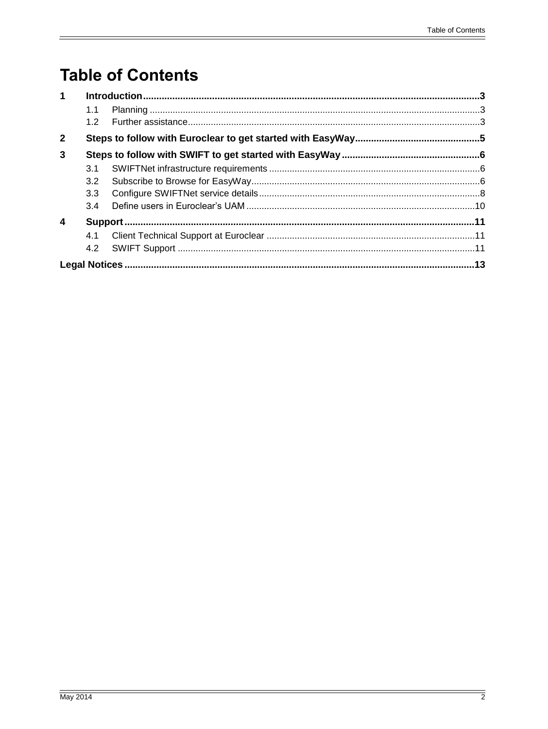# Table of Contents

**1 Introduction ........................................................................................................................ 3**

- 1.1 Planning ........................................................................................................................ 3
- 1.2 Further assistance ......................................................................................................... 3

**2 Steps to follow with Euroclear to get started with EasyWay .............................................. 5**

**3 Steps to follow with SWIFT to get started with EasyWay .................................................. 6**

- 3.1 SWIFTNet infrastructure requirements .......................................................................... 6
- 3.2 Subscribe to Browse for EasyWay ................................................................................. 6
- 3.3 Configure SWIFTNet service details .............................................................................. 8
- 3.4 Define users in Euroclear's UAM .................................................................................. 10

**4 Support ............................................................................................................................. 11**

- 4.1 Client Technical Support at Euroclear ......................................................................... 11
- 4.2 SWIFT Support ............................................................................................................ 11

**Legal Notices ....................................................................................................................... 13**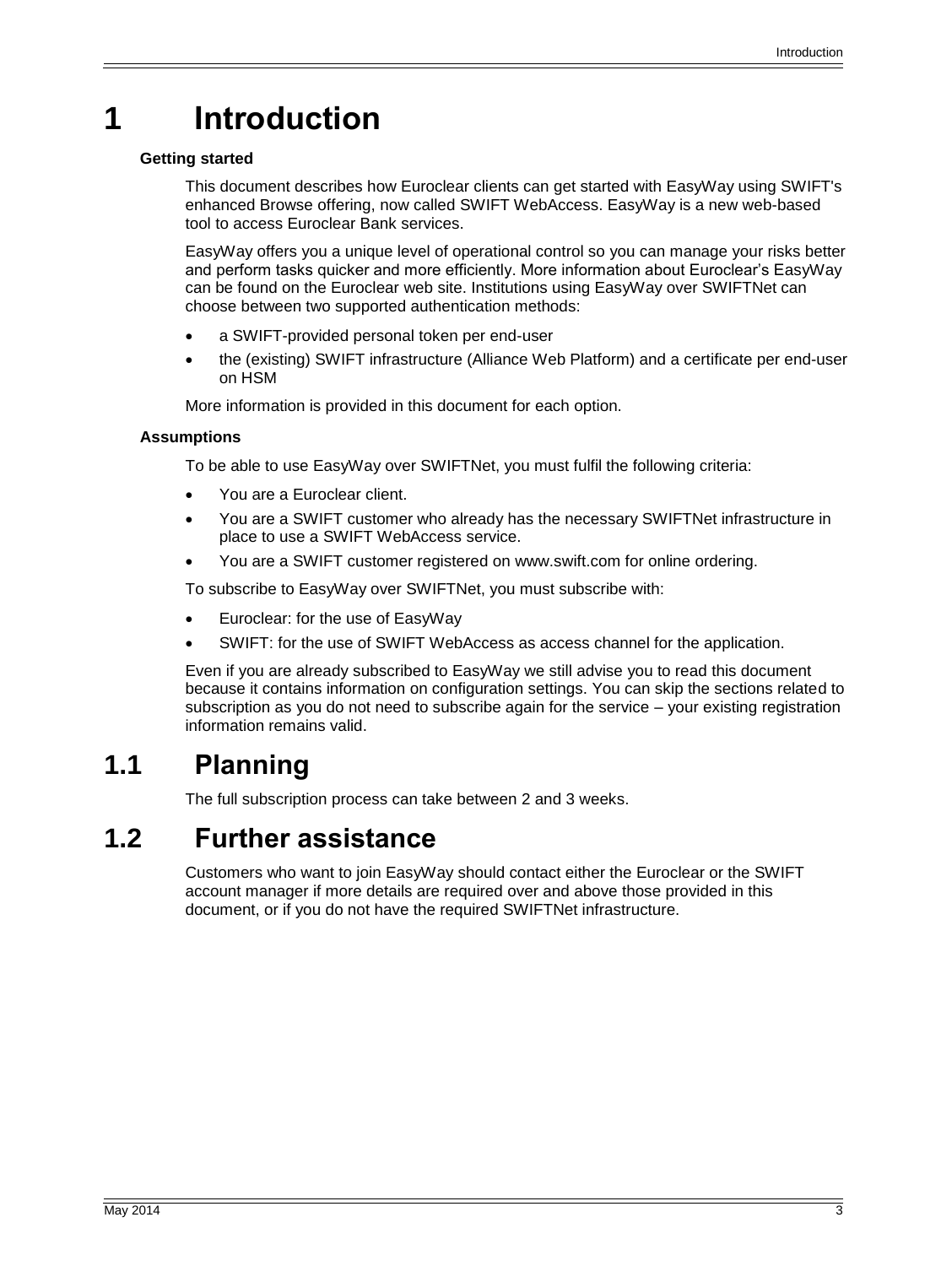# 1 Introduction

### Getting started

This document describes how Euroclear clients can get started with EasyWay using SWIFT's enhanced Browse offering, now called SWIFT WebAccess. EasyWay is a new web-based tool to access Euroclear Bank services.

EasyWay offers you a unique level of operational control so you can manage your risks better and perform tasks quicker and more efficiently. More information about Euroclear's EasyWay can be found on the Euroclear web site. Institutions using EasyWay over SWIFTNet can choose between two supported authentication methods:

- a SWIFT-provided personal token per end-user
- the (existing) SWIFT infrastructure (Alliance Web Platform) and a certificate per end-user on HSM

More information is provided in this document for each option.

### Assumptions

To be able to use EasyWay over SWIFTNet, you must fulfil the following criteria:

- You are a Euroclear client.
- You are a SWIFT customer who already has the necessary SWIFTNet infrastructure in place to use a SWIFT WebAccess service.
- You are a SWIFT customer registered on www.swift.com for online ordering.

To subscribe to EasyWay over SWIFTNet, you must subscribe with:

- Euroclear: for the use of EasyWay
- SWIFT: for the use of SWIFT WebAccess as access channel for the application.

Even if you are already subscribed to EasyWay we still advise you to read this document because it contains information on configuration settings. You can skip the sections related to subscription as you do not need to subscribe again for the service – your existing registration information remains valid.

## 1.1 Planning

The full subscription process can take between 2 and 3 weeks.

## 1.2 Further assistance

Customers who want to join EasyWay should contact either the Euroclear or the SWIFT account manager if more details are required over and above those provided in this document, or if you do not have the required SWIFTNet infrastructure.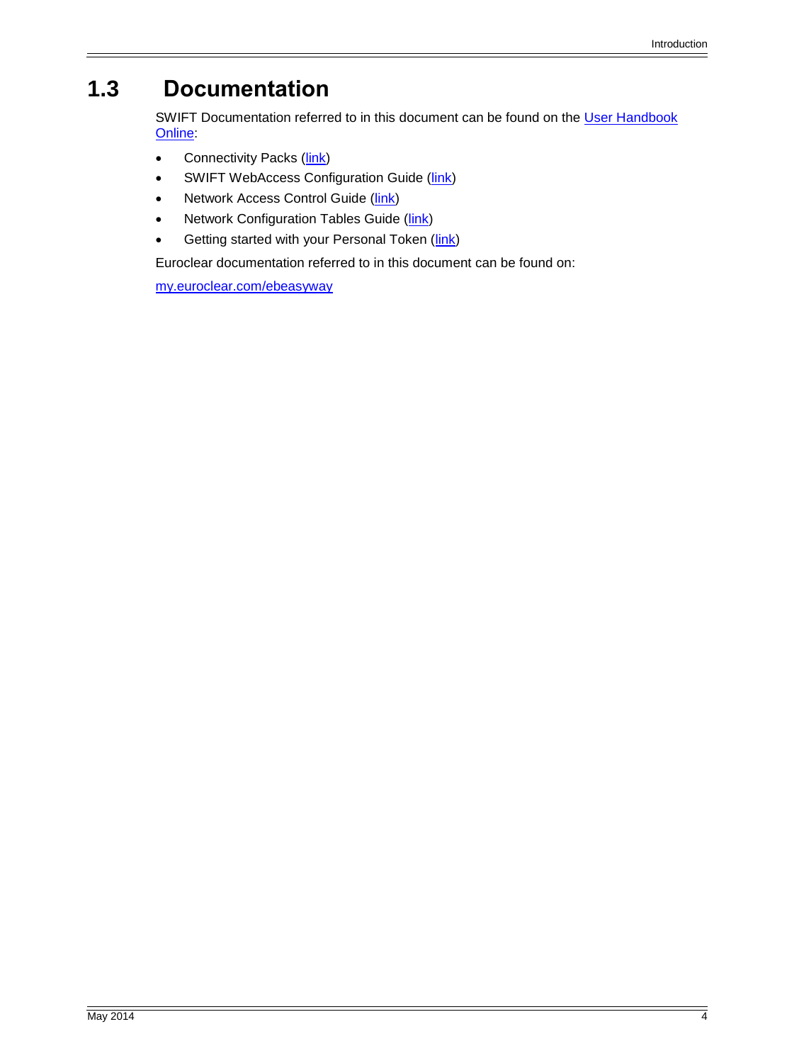## 1.3 Documentation

SWIFT Documentation referred to in this document can be found on the User Handbook Online:

- Connectivity Packs (link)
- SWIFT WebAccess Configuration Guide (link)
- Network Access Control Guide (link)
- Network Configuration Tables Guide (link)
- Getting started with your Personal Token (link)

Euroclear documentation referred to in this document can be found on:

my.euroclear.com/ebeasyway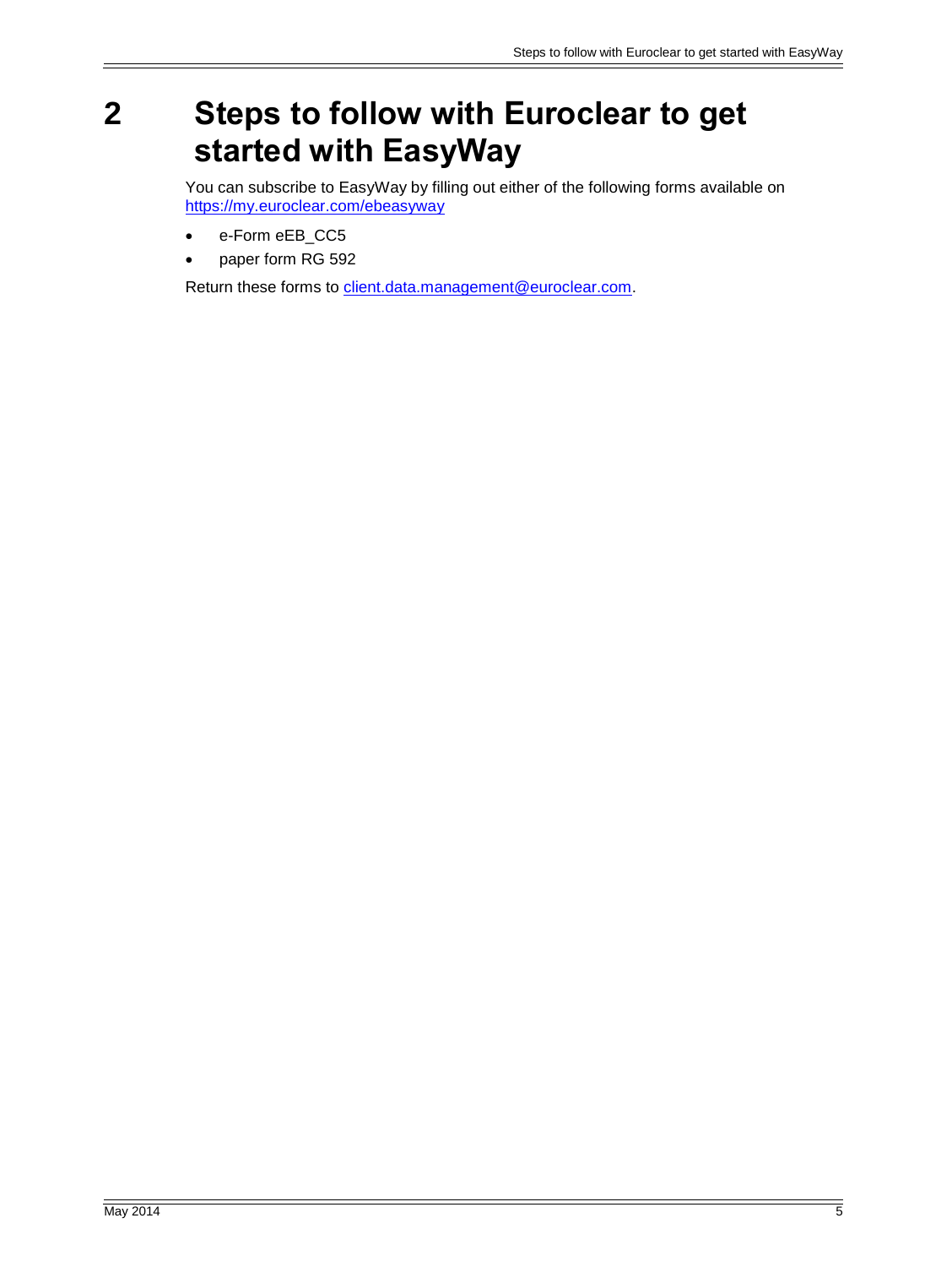# 2 Steps to follow with Euroclear to get started with EasyWay

You can subscribe to EasyWay by filling out either of the following forms available on https://my.euroclear.com/ebeasyway

- e-Form eEB_CC5
- paper form RG 592

Return these forms to client.data.management@euroclear.com.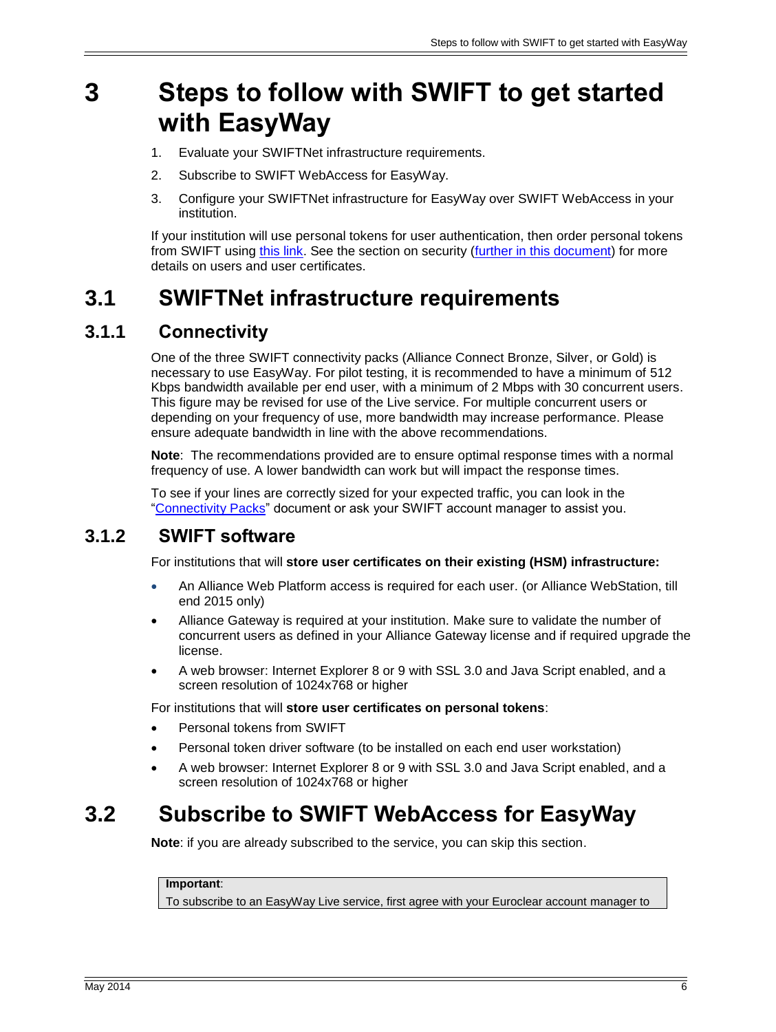# 3 Steps to follow with SWIFT to get started with EasyWay

1. Evaluate your SWIFTNet infrastructure requirements.
2. Subscribe to SWIFT WebAccess for EasyWay.
3. Configure your SWIFTNet infrastructure for EasyWay over SWIFT WebAccess in your institution.

If your institution will use personal tokens for user authentication, then order personal tokens from SWIFT using this link. See the section on security (further in this document) for more details on users and user certificates.

## 3.1 SWIFTNet infrastructure requirements

### 3.1.1 Connectivity

One of the three SWIFT connectivity packs (Alliance Connect Bronze, Silver, or Gold) is necessary to use EasyWay. For pilot testing, it is recommended to have a minimum of 512 Kbps bandwidth available per end user, with a minimum of 2 Mbps with 30 concurrent users. This figure may be revised for use of the Live service. For multiple concurrent users or depending on your frequency of use, more bandwidth may increase performance. Please ensure adequate bandwidth in line with the above recommendations.

**Note**: The recommendations provided are to ensure optimal response times with a normal frequency of use. A lower bandwidth can work but will impact the response times.

To see if your lines are correctly sized for your expected traffic, you can look in the "Connectivity Packs" document or ask your SWIFT account manager to assist you.

### 3.1.2 SWIFT software

For institutions that will **store user certificates on their existing (HSM) infrastructure:**

- An Alliance Web Platform access is required for each user. (or Alliance WebStation, till end 2015 only)
- Alliance Gateway is required at your institution. Make sure to validate the number of concurrent users as defined in your Alliance Gateway license and if required upgrade the license.
- A web browser: Internet Explorer 8 or 9 with SSL 3.0 and Java Script enabled, and a screen resolution of 1024x768 or higher

For institutions that will **store user certificates on personal tokens**:

- Personal tokens from SWIFT
- Personal token driver software (to be installed on each end user workstation)
- A web browser: Internet Explorer 8 or 9 with SSL 3.0 and Java Script enabled, and a screen resolution of 1024x768 or higher

## 3.2 Subscribe to SWIFT WebAccess for EasyWay

**Note**: if you are already subscribed to the service, you can skip this section.

**Important**:
To subscribe to an EasyWay Live service, first agree with your Euroclear account manager to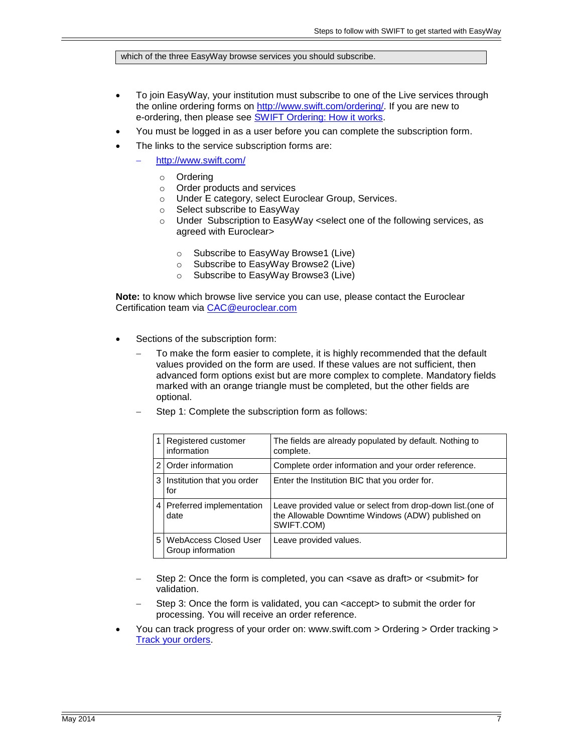which of the three EasyWay browse services you should subscribe.

- To join EasyWay, your institution must subscribe to one of the Live services through the online ordering forms on [http://www.swift.com/ordering/](http://www.swift.com/ordering/). If you are new to e-ordering, then please see SWIFT Ordering: How it works.
- You must be logged in as a user before you can complete the subscription form.
- The links to the service subscription forms are:
  - [http://www.swift.com/](http://www.swift.com/)
    - Ordering
    - Order products and services
    - Under E category, select Euroclear Group, Services.
    - Select subscribe to EasyWay
    - Under Subscription to EasyWay <select one of the following services, as agreed with Euroclear>
      - Subscribe to EasyWay Browse1 (Live)
      - Subscribe to EasyWay Browse2 (Live)
      - Subscribe to EasyWay Browse3 (Live)

**Note:** to know which browse live service you can use, please contact the Euroclear Certification team via CAC@euroclear.com

- Sections of the subscription form:
  - To make the form easier to complete, it is highly recommended that the default values provided on the form are used. If these values are not sufficient, then advanced form options exist but are more complex to complete. Mandatory fields marked with an orange triangle must be completed, but the other fields are optional.
  - Step 1: Complete the subscription form as follows:

| | | |
|---|---|---|
| 1 | Registered customer information | The fields are already populated by default. Nothing to complete. |
| 2 | Order information | Complete order information and your order reference. |
| 3 | Institution that you order for | Enter the Institution BIC that you order for. |
| 4 | Preferred implementation date | Leave provided value or select from drop-down list.(one of the Allowable Downtime Windows (ADW) published on SWIFT.COM) |
| 5 | WebAccess Closed User Group information | Leave provided values. |

  - Step 2: Once the form is completed, you can <save as draft> or <submit> for validation.
  - Step 3: Once the form is validated, you can <accept> to submit the order for processing. You will receive an order reference.
- You can track progress of your order on: www.swift.com > Ordering > Order tracking > Track your orders.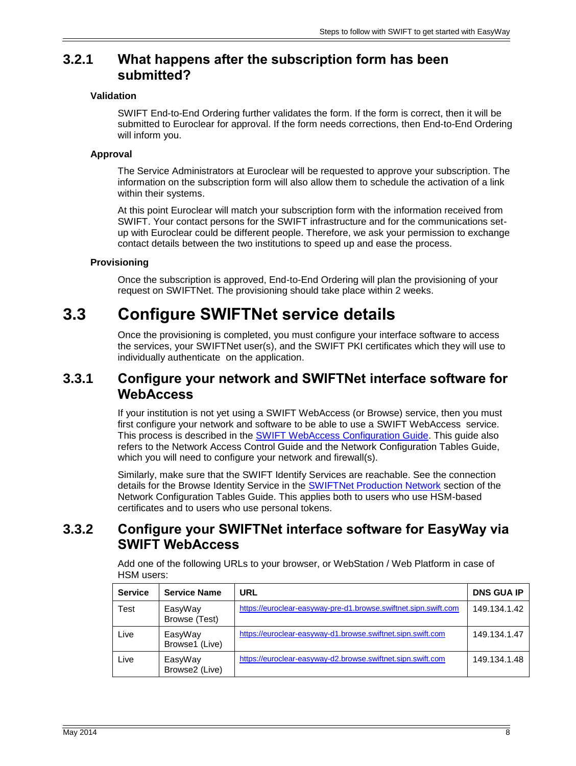### 3.2.1 What happens after the subscription form has been submitted?

#### Validation

SWIFT End-to-End Ordering further validates the form. If the form is correct, then it will be submitted to Euroclear for approval. If the form needs corrections, then End-to-End Ordering will inform you.

#### Approval

The Service Administrators at Euroclear will be requested to approve your subscription. The information on the subscription form will also allow them to schedule the activation of a link within their systems.

At this point Euroclear will match your subscription form with the information received from SWIFT. Your contact persons for the SWIFT infrastructure and for the communications set-up with Euroclear could be different people. Therefore, we ask your permission to exchange contact details between the two institutions to speed up and ease the process.

#### Provisioning

Once the subscription is approved, End-to-End Ordering will plan the provisioning of your request on SWIFTNet. The provisioning should take place within 2 weeks.

## 3.3 Configure SWIFTNet service details

Once the provisioning is completed, you must configure your interface software to access the services, your SWIFTNet user(s), and the SWIFT PKI certificates which they will use to individually authenticate on the application.

### 3.3.1 Configure your network and SWIFTNet interface software for WebAccess

If your institution is not yet using a SWIFT WebAccess (or Browse) service, then you must first configure your network and software to be able to use a SWIFT WebAccess service. This process is described in the SWIFT WebAccess Configuration Guide. This guide also refers to the Network Access Control Guide and the Network Configuration Tables Guide, which you will need to configure your network and firewall(s).

Similarly, make sure that the SWIFT Identify Services are reachable. See the connection details for the Browse Identity Service in the SWIFTNet Production Network section of the Network Configuration Tables Guide. This applies both to users who use HSM-based certificates and to users who use personal tokens.

### 3.3.2 Configure your SWIFTNet interface software for EasyWay via SWIFT WebAccess

Add one of the following URLs to your browser, or WebStation / Web Platform in case of HSM users:

| Service | Service Name | URL | DNS GUA IP |
|---|---|---|---|
| Test | EasyWay Browse (Test) | https://euroclear-easyway-pre-d1.browse.swiftnet.sipn.swift.com | 149.134.1.42 |
| Live | EasyWay Browse1 (Live) | https://euroclear-easyway-d1.browse.swiftnet.sipn.swift.com | 149.134.1.47 |
| Live | EasyWay Browse2 (Live) | https://euroclear-easyway-d2.browse.swiftnet.sipn.swift.com | 149.134.1.48 |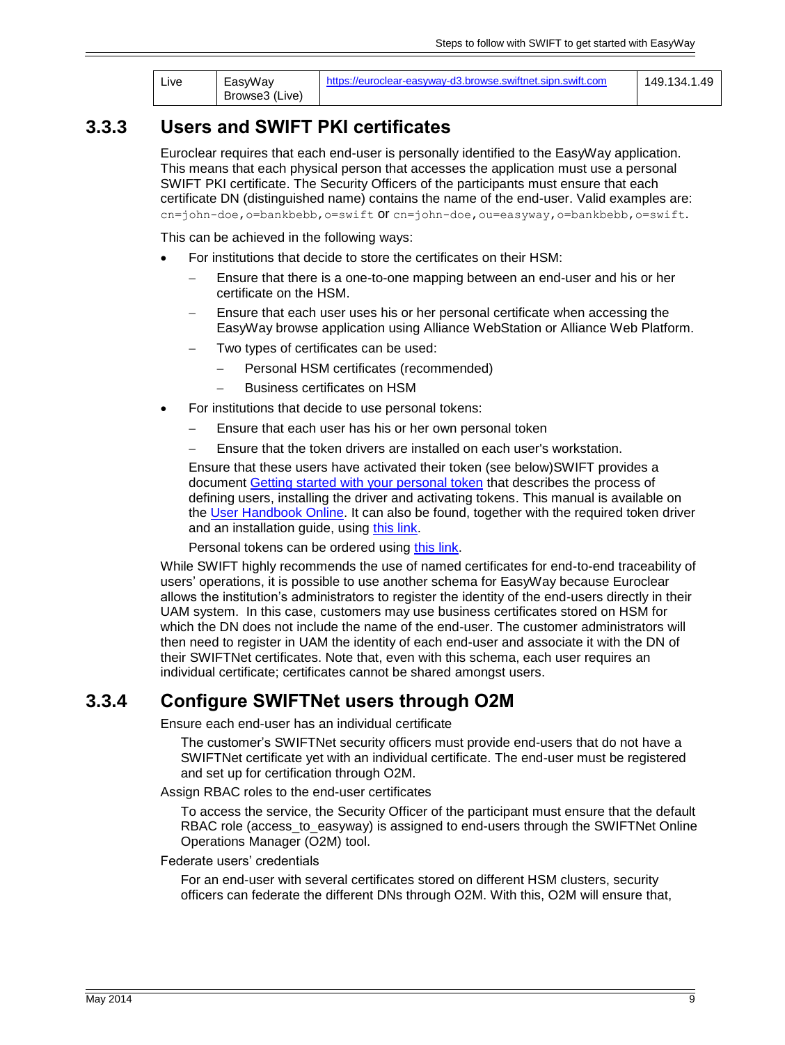| Live | EasyWay Browse3 (Live) | https://euroclear-easyway-d3.browse.swiftnet.sipn.swift.com | 149.134.1.49 |
|---|---|---|---|

### 3.3.3 Users and SWIFT PKI certificates

Euroclear requires that each end-user is personally identified to the EasyWay application. This means that each physical person that accesses the application must use a personal SWIFT PKI certificate. The Security Officers of the participants must ensure that each certificate DN (distinguished name) contains the name of the end-user. Valid examples are: `cn=john-doe,o=bankbebb,o=swift` or `cn=john-doe,ou=easyway,o=bankbebb,o=swift`.

This can be achieved in the following ways:

- For institutions that decide to store the certificates on their HSM:
  - Ensure that there is a one-to-one mapping between an end-user and his or her certificate on the HSM.
  - Ensure that each user uses his or her personal certificate when accessing the EasyWay browse application using Alliance WebStation or Alliance Web Platform.
  - Two types of certificates can be used:
    - Personal HSM certificates (recommended)
    - Business certificates on HSM
- For institutions that decide to use personal tokens:
  - Ensure that each user has his or her own personal token
  - Ensure that the token drivers are installed on each user's workstation.

  Ensure that these users have activated their token (see below)SWIFT provides a document Getting started with your personal token that describes the process of defining users, installing the driver and activating tokens. This manual is available on the User Handbook Online. It can also be found, together with the required token driver and an installation guide, using this link.

  Personal tokens can be ordered using this link.

While SWIFT highly recommends the use of named certificates for end-to-end traceability of users' operations, it is possible to use another schema for EasyWay because Euroclear allows the institution's administrators to register the identity of the end-users directly in their UAM system. In this case, customers may use business certificates stored on HSM for which the DN does not include the name of the end-user. The customer administrators will then need to register in UAM the identity of each end-user and associate it with the DN of their SWIFTNet certificates. Note that, even with this schema, each user requires an individual certificate; certificates cannot be shared amongst users.

### 3.3.4 Configure SWIFTNet users through O2M

Ensure each end-user has an individual certificate

The customer's SWIFTNet security officers must provide end-users that do not have a SWIFTNet certificate yet with an individual certificate. The end-user must be registered and set up for certification through O2M.

Assign RBAC roles to the end-user certificates

To access the service, the Security Officer of the participant must ensure that the default RBAC role (access_to_easyway) is assigned to end-users through the SWIFTNet Online Operations Manager (O2M) tool.

Federate users' credentials

For an end-user with several certificates stored on different HSM clusters, security officers can federate the different DNs through O2M. With this, O2M will ensure that,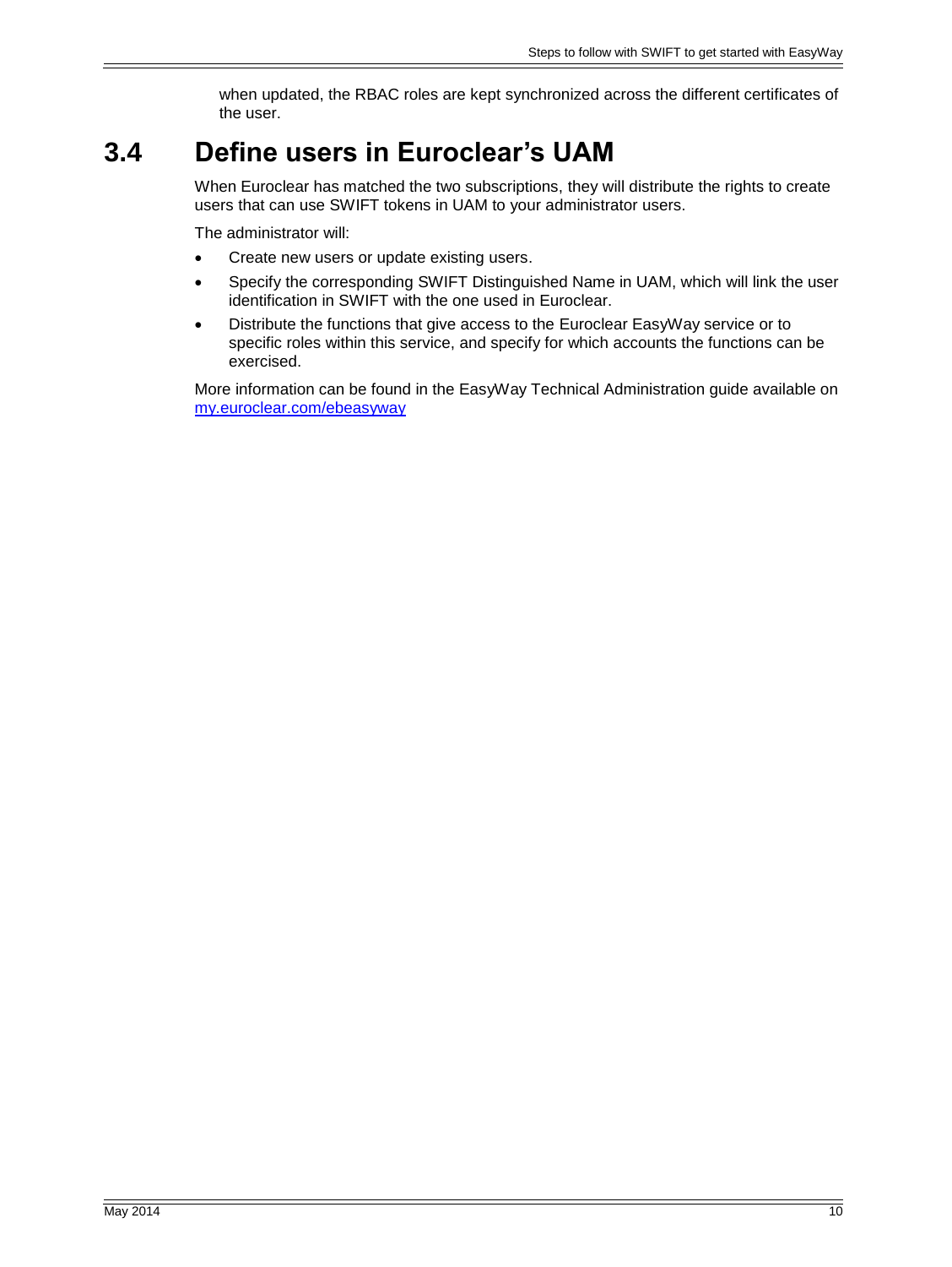when updated, the RBAC roles are kept synchronized across the different certificates of the user.

## 3.4 Define users in Euroclear's UAM

When Euroclear has matched the two subscriptions, they will distribute the rights to create users that can use SWIFT tokens in UAM to your administrator users.

The administrator will:

- Create new users or update existing users.
- Specify the corresponding SWIFT Distinguished Name in UAM, which will link the user identification in SWIFT with the one used in Euroclear.
- Distribute the functions that give access to the Euroclear EasyWay service or to specific roles within this service, and specify for which accounts the functions can be exercised.

More information can be found in the EasyWay Technical Administration guide available on [my.euroclear.com/ebeasyway](my.euroclear.com/ebeasyway)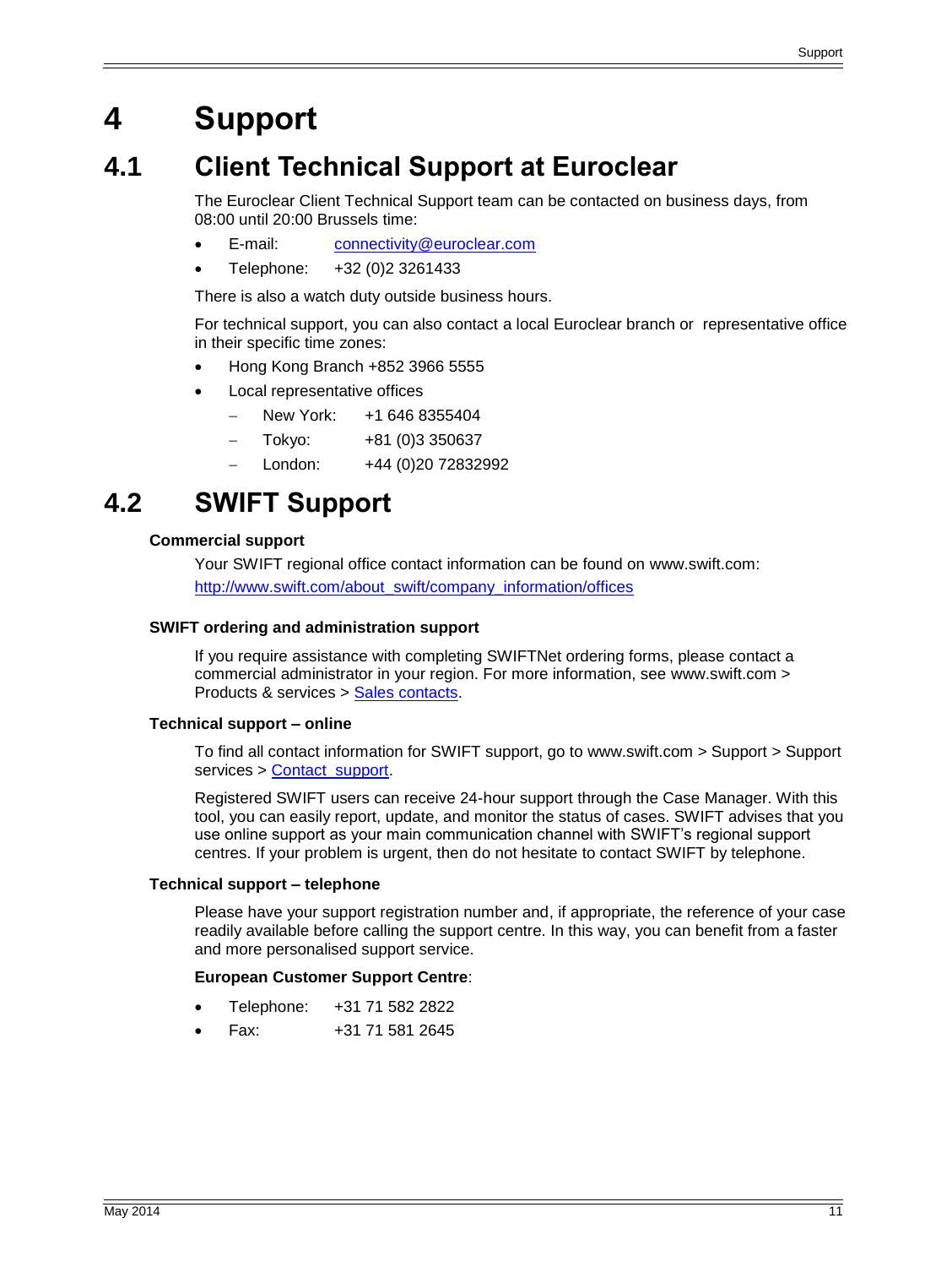# 4 Support

## 4.1 Client Technical Support at Euroclear

The Euroclear Client Technical Support team can be contacted on business days, from 08:00 until 20:00 Brussels time:

- E-mail: connectivity@euroclear.com
- Telephone: +32 (0)2 3261433

There is also a watch duty outside business hours.

For technical support, you can also contact a local Euroclear branch or representative office in their specific time zones:

- Hong Kong Branch +852 3966 5555
- Local representative offices
  - New York: +1 646 8355404
  - Tokyo: +81 (0)3 350637
  - London: +44 (0)20 72832992

## 4.2 SWIFT Support

**Commercial support**

Your SWIFT regional office contact information can be found on www.swift.com: http://www.swift.com/about_swift/company_information/offices

**SWIFT ordering and administration support**

If you require assistance with completing SWIFTNet ordering forms, please contact a commercial administrator in your region. For more information, see www.swift.com > Products & services > Sales contacts.

**Technical support – online**

To find all contact information for SWIFT support, go to www.swift.com > Support > Support services > Contact support.

Registered SWIFT users can receive 24-hour support through the Case Manager. With this tool, you can easily report, update, and monitor the status of cases. SWIFT advises that you use online support as your main communication channel with SWIFT's regional support centres. If your problem is urgent, then do not hesitate to contact SWIFT by telephone.

**Technical support – telephone**

Please have your support registration number and, if appropriate, the reference of your case readily available before calling the support centre. In this way, you can benefit from a faster and more personalised support service.

**European Customer Support Centre**:

- Telephone: +31 71 582 2822
- Fax: +31 71 581 2645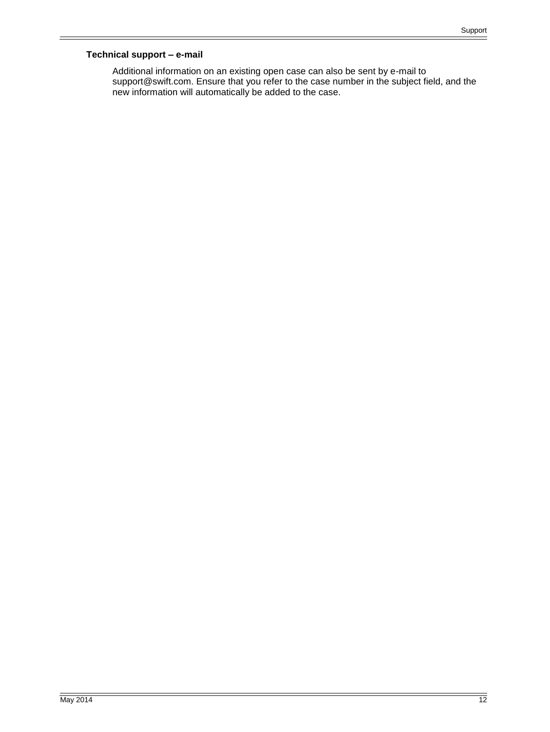### Technical support – e-mail

Additional information on an existing open case can also be sent by e-mail to support@swift.com. Ensure that you refer to the case number in the subject field, and the new information will automatically be added to the case.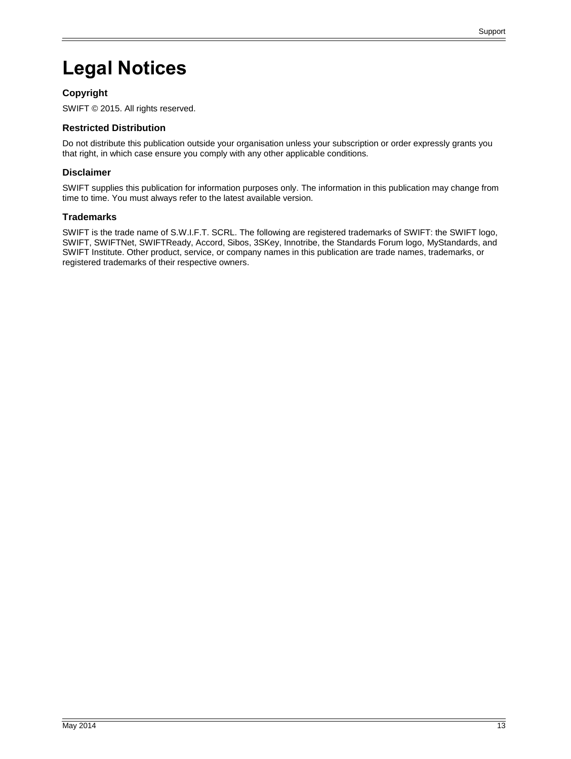# Legal Notices

### Copyright

SWIFT © 2015. All rights reserved.

### Restricted Distribution

Do not distribute this publication outside your organisation unless your subscription or order expressly grants you that right, in which case ensure you comply with any other applicable conditions.

### Disclaimer

SWIFT supplies this publication for information purposes only. The information in this publication may change from time to time. You must always refer to the latest available version.

### Trademarks

SWIFT is the trade name of S.W.I.F.T. SCRL. The following are registered trademarks of SWIFT: the SWIFT logo, SWIFT, SWIFTNet, SWIFTReady, Accord, Sibos, 3SKey, Innotribe, the Standards Forum logo, MyStandards, and SWIFT Institute. Other product, service, or company names in this publication are trade names, trademarks, or registered trademarks of their respective owners.